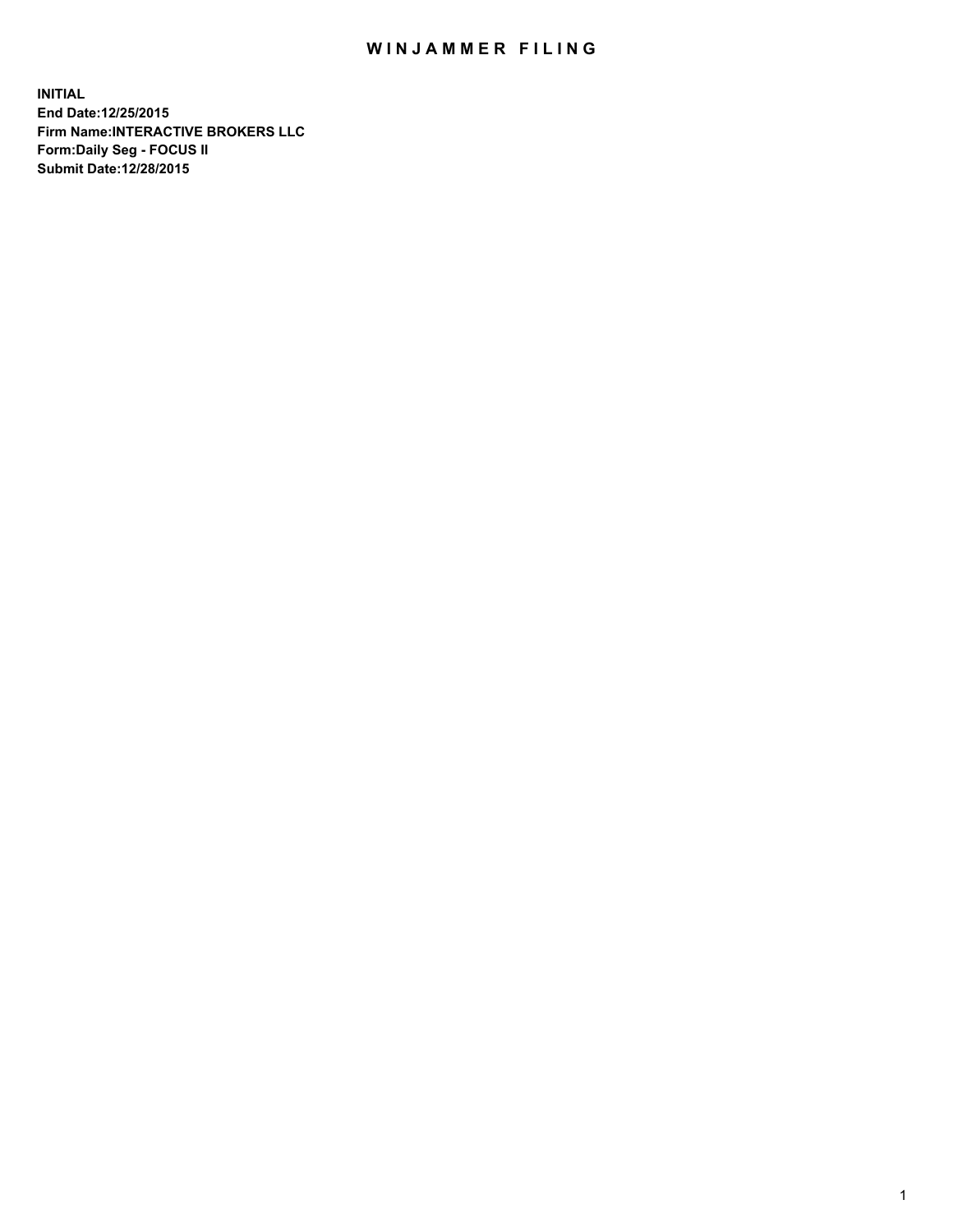# WINJAMMER FILING

**INITIAL**
**End Date:12/25/2015**
**Firm Name:INTERACTIVE BROKERS LLC**
**Form:Daily Seg - FOCUS II**
**Submit Date:12/28/2015**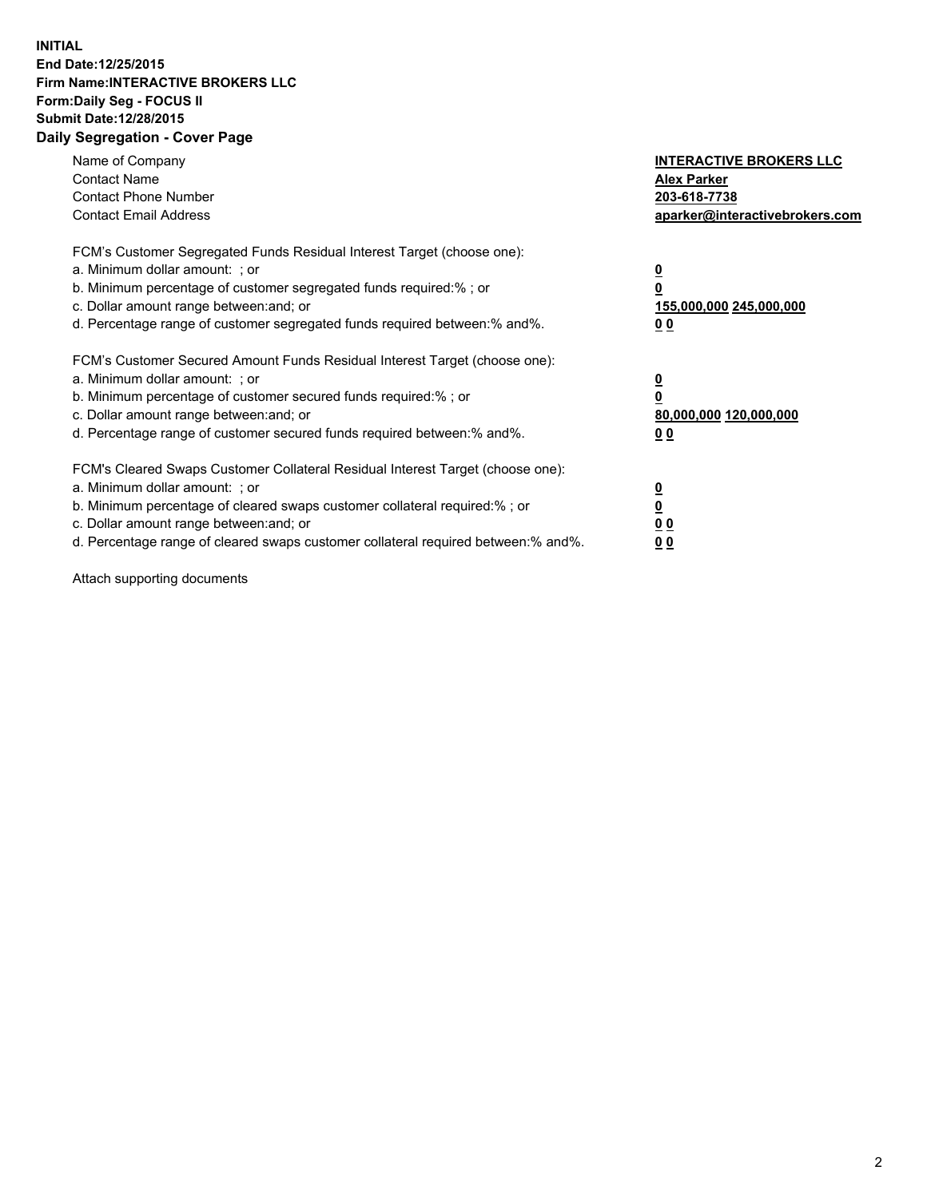**INITIAL**
**End Date:12/25/2015**
**Firm Name:INTERACTIVE BROKERS LLC**
**Form:Daily Seg - FOCUS II**
**Submit Date:12/28/2015**

## Daily Segregation - Cover Page

| | |
|---|---|
| Name of Company | **INTERACTIVE BROKERS LLC** |
| Contact Name | **Alex Parker** |
| Contact Phone Number | **203-618-7738** |
| Contact Email Address | **aparker@interactivebrokers.com** |

FCM's Customer Segregated Funds Residual Interest Target (choose one):

| | |
|---|---|
| a. Minimum dollar amount: ; or | **0** |
| b. Minimum percentage of customer segregated funds required:% ; or | **0** |
| c. Dollar amount range between:and; or | **155,000,000 245,000,000** |
| d. Percentage range of customer segregated funds required between:% and%. | **0 0** |

FCM's Customer Secured Amount Funds Residual Interest Target (choose one):

| | |
|---|---|
| a. Minimum dollar amount: ; or | **0** |
| b. Minimum percentage of customer secured funds required:% ; or | **0** |
| c. Dollar amount range between:and; or | **80,000,000 120,000,000** |
| d. Percentage range of customer secured funds required between:% and%. | **0 0** |

FCM's Cleared Swaps Customer Collateral Residual Interest Target (choose one):

| | |
|---|---|
| a. Minimum dollar amount: ; or | **0** |
| b. Minimum percentage of cleared swaps customer collateral required:% ; or | **0** |
| c. Dollar amount range between:and; or | **0 0** |
| d. Percentage range of cleared swaps customer collateral required between:% and%. | **0 0** |

Attach supporting documents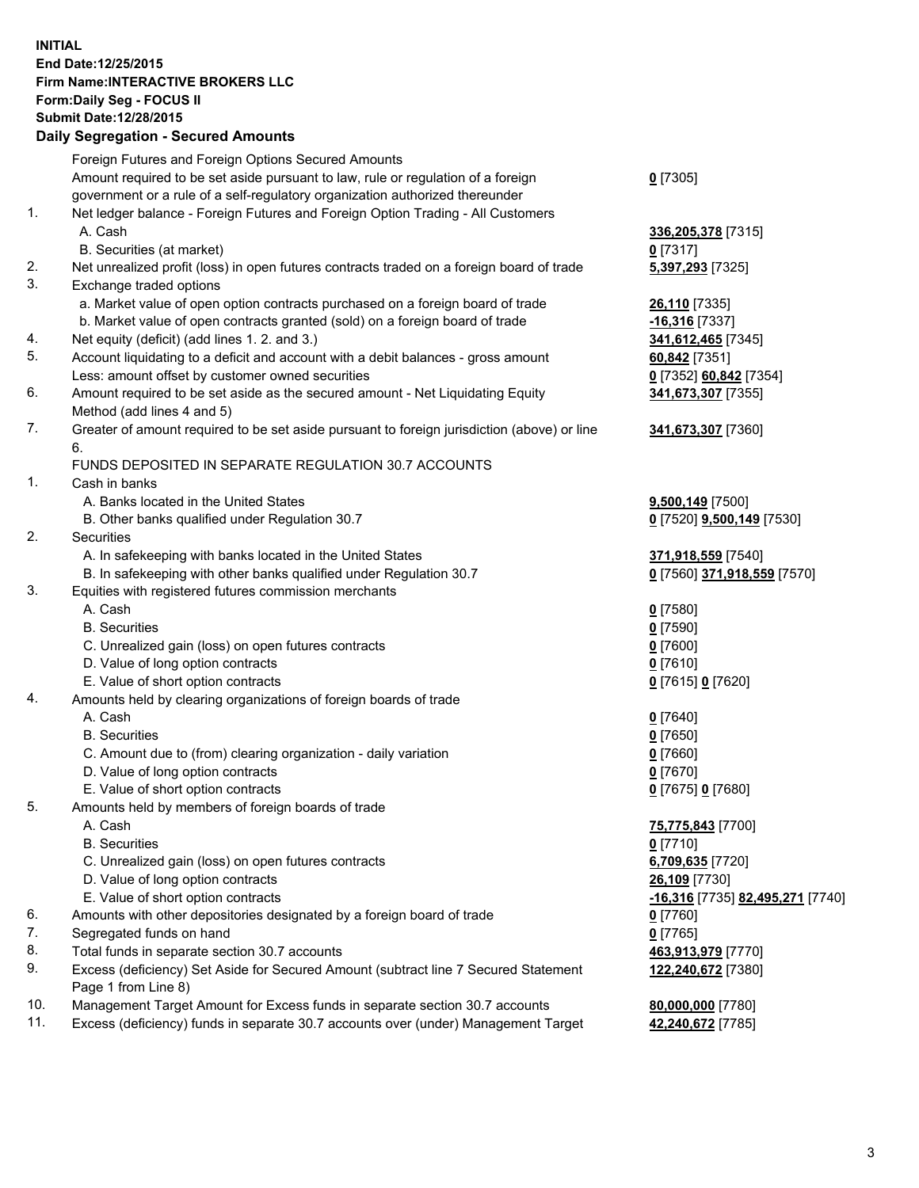**INITIAL**
**End Date:12/25/2015**
**Firm Name:INTERACTIVE BROKERS LLC**
**Form:Daily Seg - FOCUS II**
**Submit Date:12/28/2015**

**Daily Segregation - Secured Amounts**

| | | |
|---|---|---|
| | Foreign Futures and Foreign Options Secured Amounts | |
| | Amount required to be set aside pursuant to law, rule or regulation of a foreign government or a rule of a self-regulatory organization authorized thereunder | **0** [7305] |
| 1. | Net ledger balance - Foreign Futures and Foreign Option Trading - All Customers | |
| | A. Cash | **336,205,378** [7315] |
| | B. Securities (at market) | **0** [7317] |
| 2. | Net unrealized profit (loss) in open futures contracts traded on a foreign board of trade | **5,397,293** [7325] |
| 3. | Exchange traded options | |
| | a. Market value of open option contracts purchased on a foreign board of trade | **26,110** [7335] |
| | b. Market value of open contracts granted (sold) on a foreign board of trade | **-16,316** [7337] |
| 4. | Net equity (deficit) (add lines 1. 2. and 3.) | **341,612,465** [7345] |
| 5. | Account liquidating to a deficit and account with a debit balances - gross amount | **60,842** [7351] |
| | Less: amount offset by customer owned securities | **0** [7352] **60,842** [7354] |
| 6. | Amount required to be set aside as the secured amount - Net Liquidating Equity Method (add lines 4 and 5) | **341,673,307** [7355] |
| 7. | Greater of amount required to be set aside pursuant to foreign jurisdiction (above) or line 6. | **341,673,307** [7360] |
| | FUNDS DEPOSITED IN SEPARATE REGULATION 30.7 ACCOUNTS | |
| 1. | Cash in banks | |
| | A. Banks located in the United States | **9,500,149** [7500] |
| | B. Other banks qualified under Regulation 30.7 | **0** [7520] **9,500,149** [7530] |
| 2. | Securities | |
| | A. In safekeeping with banks located in the United States | **371,918,559** [7540] |
| | B. In safekeeping with other banks qualified under Regulation 30.7 | **0** [7560] **371,918,559** [7570] |
| 3. | Equities with registered futures commission merchants | |
| | A. Cash | **0** [7580] |
| | B. Securities | **0** [7590] |
| | C. Unrealized gain (loss) on open futures contracts | **0** [7600] |
| | D. Value of long option contracts | **0** [7610] |
| | E. Value of short option contracts | **0** [7615] **0** [7620] |
| 4. | Amounts held by clearing organizations of foreign boards of trade | |
| | A. Cash | **0** [7640] |
| | B. Securities | **0** [7650] |
| | C. Amount due to (from) clearing organization - daily variation | **0** [7660] |
| | D. Value of long option contracts | **0** [7670] |
| | E. Value of short option contracts | **0** [7675] **0** [7680] |
| 5. | Amounts held by members of foreign boards of trade | |
| | A. Cash | **75,775,843** [7700] |
| | B. Securities | **0** [7710] |
| | C. Unrealized gain (loss) on open futures contracts | **6,709,635** [7720] |
| | D. Value of long option contracts | **26,109** [7730] |
| | E. Value of short option contracts | **-16,316** [7735] **82,495,271** [7740] |
| 6. | Amounts with other depositories designated by a foreign board of trade | **0** [7760] |
| 7. | Segregated funds on hand | **0** [7765] |
| 8. | Total funds in separate section 30.7 accounts | **463,913,979** [7770] |
| 9. | Excess (deficiency) Set Aside for Secured Amount (subtract line 7 Secured Statement Page 1 from Line 8) | **122,240,672** [7380] |
| 10. | Management Target Amount for Excess funds in separate section 30.7 accounts | **80,000,000** [7780] |
| 11. | Excess (deficiency) funds in separate 30.7 accounts over (under) Management Target | **42,240,672** [7785] |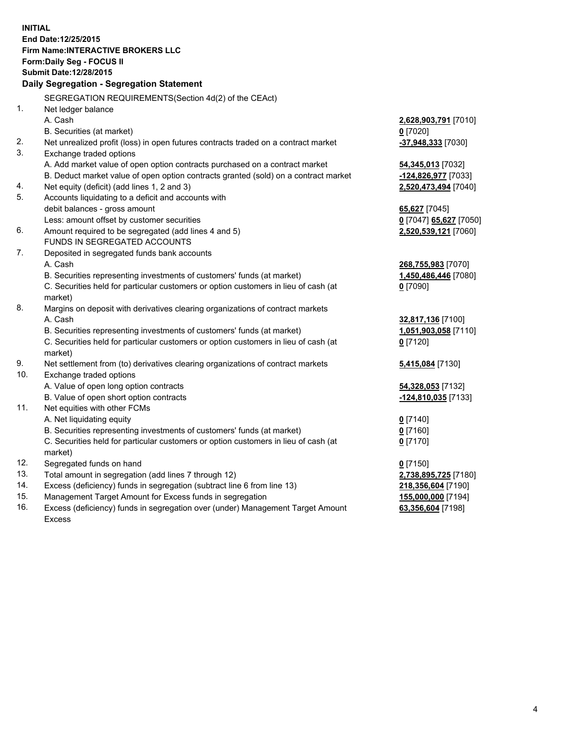**INITIAL**
**End Date:12/25/2015**
**Firm Name:INTERACTIVE BROKERS LLC**
**Form:Daily Seg - FOCUS II**
**Submit Date:12/28/2015**

## Daily Segregation - Segregation Statement

SEGREGATION REQUIREMENTS(Section 4d(2) of the CEAct)

| | | |
|---|---|---|
| 1. | Net ledger balance | |
| | A. Cash | **2,628,903,791** [7010] |
| | B. Securities (at market) | **0** [7020] |
| 2. | Net unrealized profit (loss) in open futures contracts traded on a contract market | **-37,948,333** [7030] |
| 3. | Exchange traded options | |
| | A. Add market value of open option contracts purchased on a contract market | **54,345,013** [7032] |
| | B. Deduct market value of open option contracts granted (sold) on a contract market | **-124,826,977** [7033] |
| 4. | Net equity (deficit) (add lines 1, 2 and 3) | **2,520,473,494** [7040] |
| 5. | Accounts liquidating to a deficit and accounts with debit balances - gross amount | **65,627** [7045] |
| | Less: amount offset by customer securities | **0** [7047] **65,627** [7050] |
| 6. | Amount required to be segregated (add lines 4 and 5) | **2,520,539,121** [7060] |
| | FUNDS IN SEGREGATED ACCOUNTS | |
| 7. | Deposited in segregated funds bank accounts | |
| | A. Cash | **268,755,983** [7070] |
| | B. Securities representing investments of customers' funds (at market) | **1,450,486,446** [7080] |
| | C. Securities held for particular customers or option customers in lieu of cash (at market) | **0** [7090] |
| 8. | Margins on deposit with derivatives clearing organizations of contract markets | |
| | A. Cash | **32,817,136** [7100] |
| | B. Securities representing investments of customers' funds (at market) | **1,051,903,058** [7110] |
| | C. Securities held for particular customers or option customers in lieu of cash (at market) | **0** [7120] |
| 9. | Net settlement from (to) derivatives clearing organizations of contract markets | **5,415,084** [7130] |
| 10. | Exchange traded options | |
| | A. Value of open long option contracts | **54,328,053** [7132] |
| | B. Value of open short option contracts | **-124,810,035** [7133] |
| 11. | Net equities with other FCMs | |
| | A. Net liquidating equity | **0** [7140] |
| | B. Securities representing investments of customers' funds (at market) | **0** [7160] |
| | C. Securities held for particular customers or option customers in lieu of cash (at market) | **0** [7170] |
| 12. | Segregated funds on hand | **0** [7150] |
| 13. | Total amount in segregation (add lines 7 through 12) | **2,738,895,725** [7180] |
| 14. | Excess (deficiency) funds in segregation (subtract line 6 from line 13) | **218,356,604** [7190] |
| 15. | Management Target Amount for Excess funds in segregation | **155,000,000** [7194] |
| 16. | Excess (deficiency) funds in segregation over (under) Management Target Amount Excess | **63,356,604** [7198] |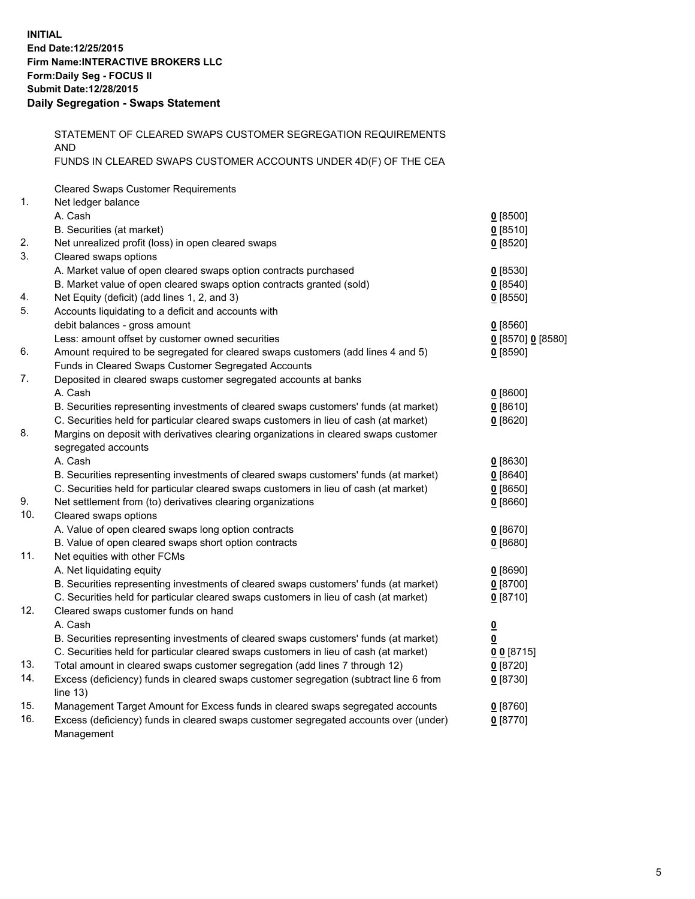**INITIAL**
**End Date:12/25/2015**
**Firm Name:INTERACTIVE BROKERS LLC**
**Form:Daily Seg - FOCUS II**
**Submit Date:12/28/2015**
**Daily Segregation - Swaps Statement**

STATEMENT OF CLEARED SWAPS CUSTOMER SEGREGATION REQUIREMENTS AND FUNDS IN CLEARED SWAPS CUSTOMER ACCOUNTS UNDER 4D(F) OF THE CEA

| | | |
|---|---|---|
| | Cleared Swaps Customer Requirements | |
| 1. | Net ledger balance | |
| | A. Cash | 0 [8500] |
| | B. Securities (at market) | 0 [8510] |
| 2. | Net unrealized profit (loss) in open cleared swaps | 0 [8520] |
| 3. | Cleared swaps options | |
| | A. Market value of open cleared swaps option contracts purchased | 0 [8530] |
| | B. Market value of open cleared swaps option contracts granted (sold) | 0 [8540] |
| 4. | Net Equity (deficit) (add lines 1, 2, and 3) | 0 [8550] |
| 5. | Accounts liquidating to a deficit and accounts with debit balances - gross amount | 0 [8560] |
| | Less: amount offset by customer owned securities | 0 [8570] 0 [8580] |
| 6. | Amount required to be segregated for cleared swaps customers (add lines 4 and 5) | 0 [8590] |
| | Funds in Cleared Swaps Customer Segregated Accounts | |
| 7. | Deposited in cleared swaps customer segregated accounts at banks | |
| | A. Cash | 0 [8600] |
| | B. Securities representing investments of cleared swaps customers' funds (at market) | 0 [8610] |
| | C. Securities held for particular cleared swaps customers in lieu of cash (at market) | 0 [8620] |
| 8. | Margins on deposit with derivatives clearing organizations in cleared swaps customer segregated accounts | |
| | A. Cash | 0 [8630] |
| | B. Securities representing investments of cleared swaps customers' funds (at market) | 0 [8640] |
| | C. Securities held for particular cleared swaps customers in lieu of cash (at market) | 0 [8650] |
| 9. | Net settlement from (to) derivatives clearing organizations | 0 [8660] |
| 10. | Cleared swaps options | |
| | A. Value of open cleared swaps long option contracts | 0 [8670] |
| | B. Value of open cleared swaps short option contracts | 0 [8680] |
| 11. | Net equities with other FCMs | |
| | A. Net liquidating equity | 0 [8690] |
| | B. Securities representing investments of cleared swaps customers' funds (at market) | 0 [8700] |
| | C. Securities held for particular cleared swaps customers in lieu of cash (at market) | 0 [8710] |
| 12. | Cleared swaps customer funds on hand | |
| | A. Cash | 0 |
| | B. Securities representing investments of cleared swaps customers' funds (at market) | 0 |
| | C. Securities held for particular cleared swaps customers in lieu of cash (at market) | 0 0 [8715] |
| 13. | Total amount in cleared swaps customer segregation (add lines 7 through 12) | 0 [8720] |
| 14. | Excess (deficiency) funds in cleared swaps customer segregation (subtract line 6 from line 13) | 0 [8730] |
| 15. | Management Target Amount for Excess funds in cleared swaps segregated accounts | 0 [8760] |
| 16. | Excess (deficiency) funds in cleared swaps customer segregated accounts over (under) Management | 0 [8770] |